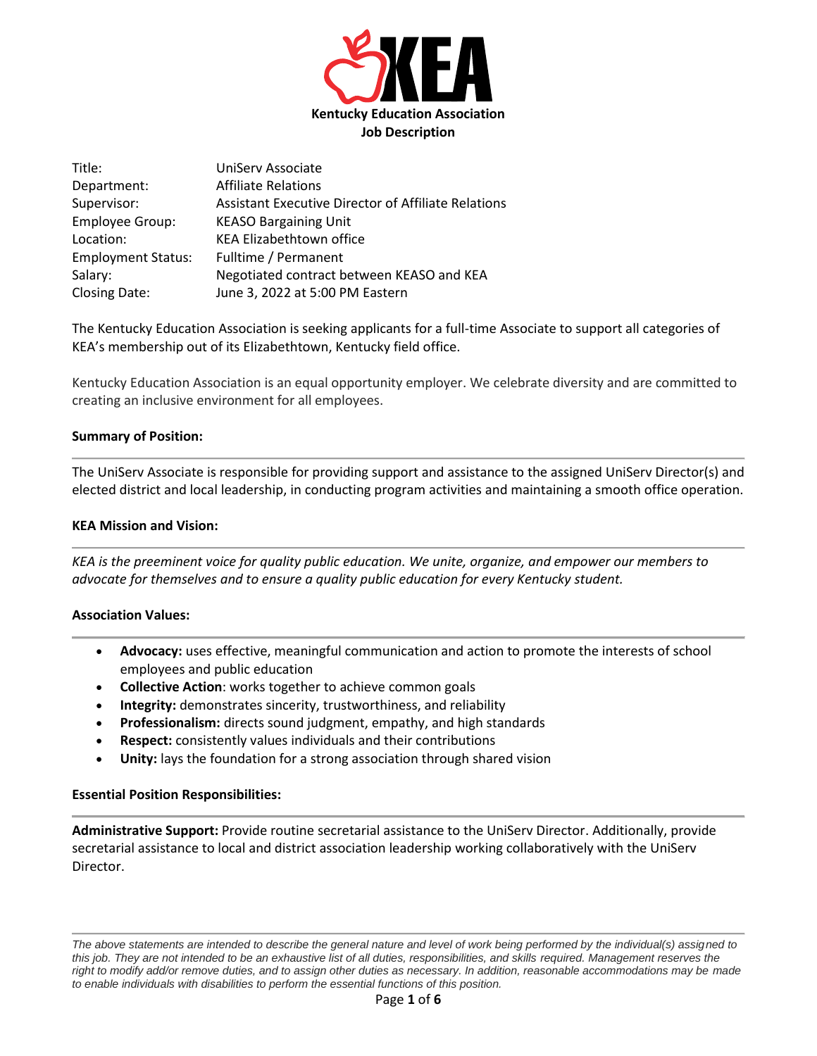# Kentucky Education Association
## Job Description

| | |
|---|---|
| Title: | UniServ Associate |
| Department: | Affiliate Relations |
| Supervisor: | Assistant Executive Director of Affiliate Relations |
| Employee Group: | KEASO Bargaining Unit |
| Location: | KEA Elizabethtown office |
| Employment Status: | Fulltime / Permanent |
| Salary: | Negotiated contract between KEASO and KEA |
| Closing Date: | June 3, 2022 at 5:00 PM Eastern |

The Kentucky Education Association is seeking applicants for a full-time Associate to support all categories of KEA's membership out of its Elizabethtown, Kentucky field office.

Kentucky Education Association is an equal opportunity employer. We celebrate diversity and are committed to creating an inclusive environment for all employees.

### Summary of Position:

The UniServ Associate is responsible for providing support and assistance to the assigned UniServ Director(s) and elected district and local leadership, in conducting program activities and maintaining a smooth office operation.

### KEA Mission and Vision:

*KEA is the preeminent voice for quality public education. We unite, organize, and empower our members to advocate for themselves and to ensure a quality public education for every Kentucky student.*

### Association Values:

- **Advocacy:** uses effective, meaningful communication and action to promote the interests of school employees and public education
- **Collective Action**: works together to achieve common goals
- **Integrity:** demonstrates sincerity, trustworthiness, and reliability
- **Professionalism:** directs sound judgment, empathy, and high standards
- **Respect:** consistently values individuals and their contributions
- **Unity:** lays the foundation for a strong association through shared vision

### Essential Position Responsibilities:

**Administrative Support:** Provide routine secretarial assistance to the UniServ Director. Additionally, provide secretarial assistance to local and district association leadership working collaboratively with the UniServ Director.

*The above statements are intended to describe the general nature and level of work being performed by the individual(s) assigned to this job. They are not intended to be an exhaustive list of all duties, responsibilities, and skills required. Management reserves the right to modify add/or remove duties, and to assign other duties as necessary. In addition, reasonable accommodations may be made to enable individuals with disabilities to perform the essential functions of this position.*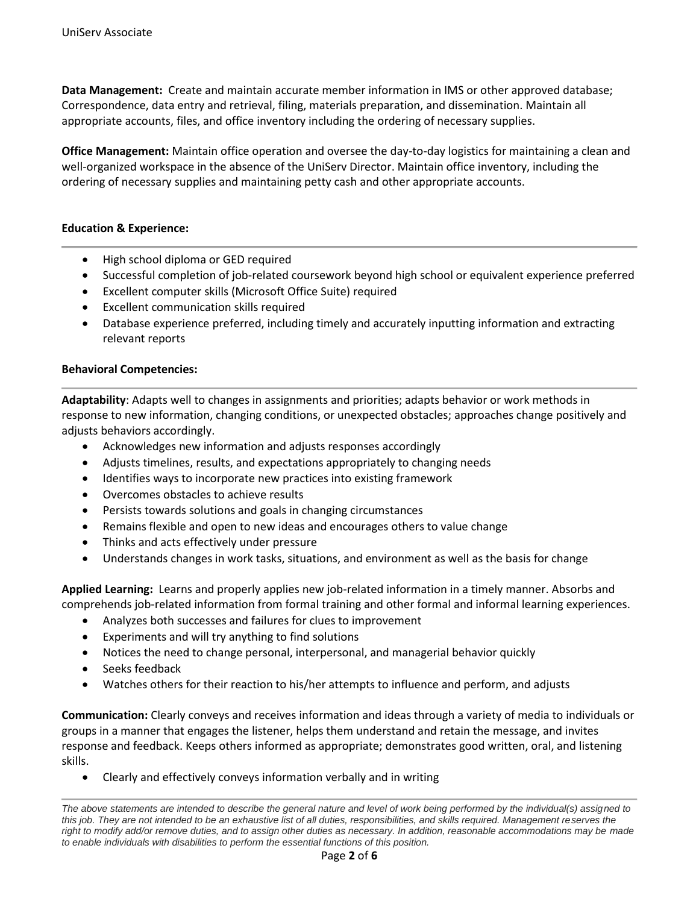**Data Management:** Create and maintain accurate member information in IMS or other approved database; Correspondence, data entry and retrieval, filing, materials preparation, and dissemination. Maintain all appropriate accounts, files, and office inventory including the ordering of necessary supplies.

**Office Management:** Maintain office operation and oversee the day-to-day logistics for maintaining a clean and well-organized workspace in the absence of the UniServ Director. Maintain office inventory, including the ordering of necessary supplies and maintaining petty cash and other appropriate accounts.

**Education & Experience:**

- High school diploma or GED required
- Successful completion of job-related coursework beyond high school or equivalent experience preferred
- Excellent computer skills (Microsoft Office Suite) required
- Excellent communication skills required
- Database experience preferred, including timely and accurately inputting information and extracting relevant reports

**Behavioral Competencies:**

**Adaptability**: Adapts well to changes in assignments and priorities; adapts behavior or work methods in response to new information, changing conditions, or unexpected obstacles; approaches change positively and adjusts behaviors accordingly.

- Acknowledges new information and adjusts responses accordingly
- Adjusts timelines, results, and expectations appropriately to changing needs
- Identifies ways to incorporate new practices into existing framework
- Overcomes obstacles to achieve results
- Persists towards solutions and goals in changing circumstances
- Remains flexible and open to new ideas and encourages others to value change
- Thinks and acts effectively under pressure
- Understands changes in work tasks, situations, and environment as well as the basis for change

**Applied Learning:** Learns and properly applies new job-related information in a timely manner. Absorbs and comprehends job-related information from formal training and other formal and informal learning experiences.

- Analyzes both successes and failures for clues to improvement
- Experiments and will try anything to find solutions
- Notices the need to change personal, interpersonal, and managerial behavior quickly
- Seeks feedback
- Watches others for their reaction to his/her attempts to influence and perform, and adjusts

**Communication:** Clearly conveys and receives information and ideas through a variety of media to individuals or groups in a manner that engages the listener, helps them understand and retain the message, and invites response and feedback. Keeps others informed as appropriate; demonstrates good written, oral, and listening skills.

- Clearly and effectively conveys information verbally and in writing

*The above statements are intended to describe the general nature and level of work being performed by the individual(s) assigned to this job. They are not intended to be an exhaustive list of all duties, responsibilities, and skills required. Management reserves the right to modify add/or remove duties, and to assign other duties as necessary. In addition, reasonable accommodations may be made to enable individuals with disabilities to perform the essential functions of this position.*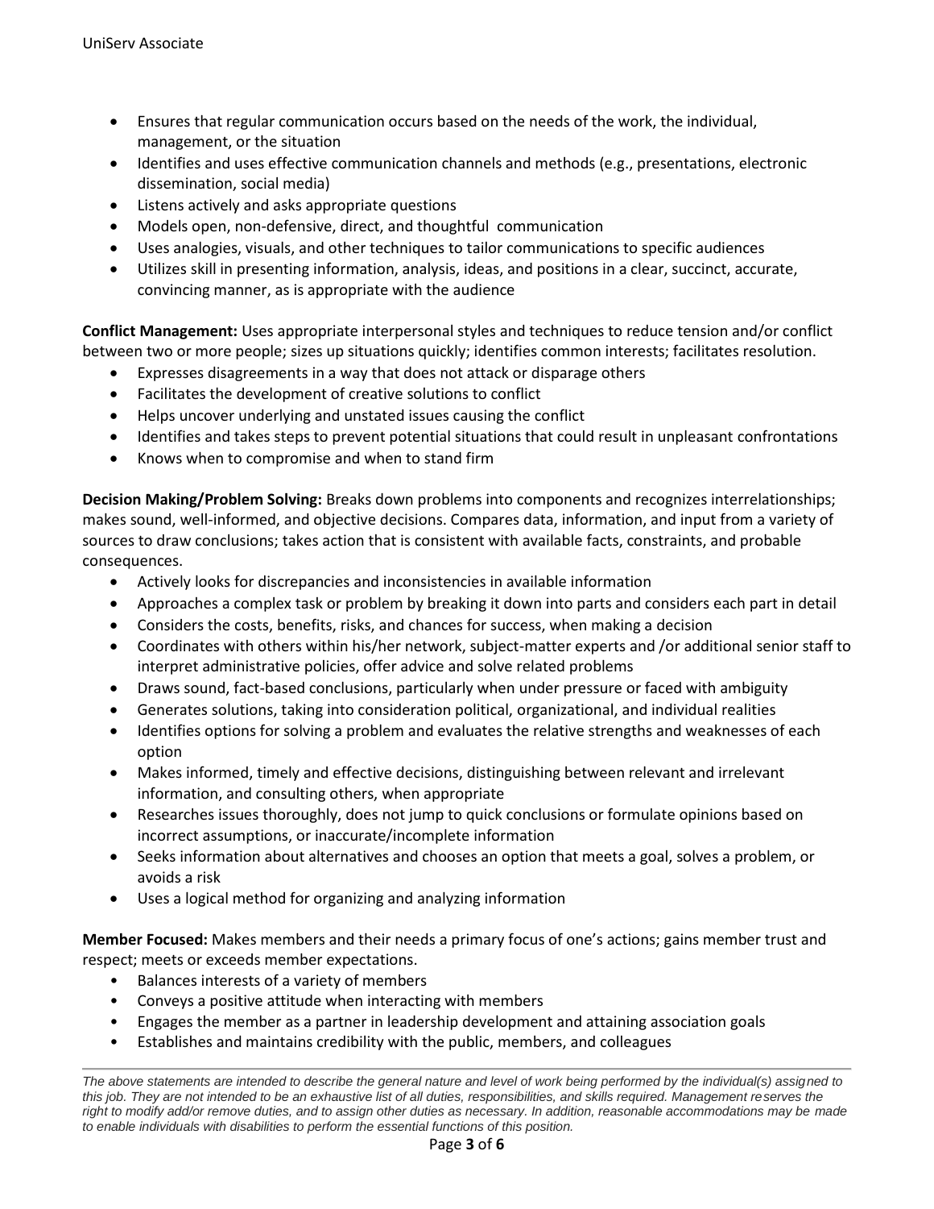- Ensures that regular communication occurs based on the needs of the work, the individual, management, or the situation
- Identifies and uses effective communication channels and methods (e.g., presentations, electronic dissemination, social media)
- Listens actively and asks appropriate questions
- Models open, non-defensive, direct, and thoughtful communication
- Uses analogies, visuals, and other techniques to tailor communications to specific audiences
- Utilizes skill in presenting information, analysis, ideas, and positions in a clear, succinct, accurate, convincing manner, as is appropriate with the audience

**Conflict Management:** Uses appropriate interpersonal styles and techniques to reduce tension and/or conflict between two or more people; sizes up situations quickly; identifies common interests; facilitates resolution.

- Expresses disagreements in a way that does not attack or disparage others
- Facilitates the development of creative solutions to conflict
- Helps uncover underlying and unstated issues causing the conflict
- Identifies and takes steps to prevent potential situations that could result in unpleasant confrontations
- Knows when to compromise and when to stand firm

**Decision Making/Problem Solving:** Breaks down problems into components and recognizes interrelationships; makes sound, well-informed, and objective decisions. Compares data, information, and input from a variety of sources to draw conclusions; takes action that is consistent with available facts, constraints, and probable consequences.

- Actively looks for discrepancies and inconsistencies in available information
- Approaches a complex task or problem by breaking it down into parts and considers each part in detail
- Considers the costs, benefits, risks, and chances for success, when making a decision
- Coordinates with others within his/her network, subject-matter experts and /or additional senior staff to interpret administrative policies, offer advice and solve related problems
- Draws sound, fact-based conclusions, particularly when under pressure or faced with ambiguity
- Generates solutions, taking into consideration political, organizational, and individual realities
- Identifies options for solving a problem and evaluates the relative strengths and weaknesses of each option
- Makes informed, timely and effective decisions, distinguishing between relevant and irrelevant information, and consulting others, when appropriate
- Researches issues thoroughly, does not jump to quick conclusions or formulate opinions based on incorrect assumptions, or inaccurate/incomplete information
- Seeks information about alternatives and chooses an option that meets a goal, solves a problem, or avoids a risk
- Uses a logical method for organizing and analyzing information

**Member Focused:** Makes members and their needs a primary focus of one's actions; gains member trust and respect; meets or exceeds member expectations.

- Balances interests of a variety of members
- Conveys a positive attitude when interacting with members
- Engages the member as a partner in leadership development and attaining association goals
- Establishes and maintains credibility with the public, members, and colleagues

*The above statements are intended to describe the general nature and level of work being performed by the individual(s) assigned to this job. They are not intended to be an exhaustive list of all duties, responsibilities, and skills required. Management reserves the right to modify add/or remove duties, and to assign other duties as necessary. In addition, reasonable accommodations may be made to enable individuals with disabilities to perform the essential functions of this position.*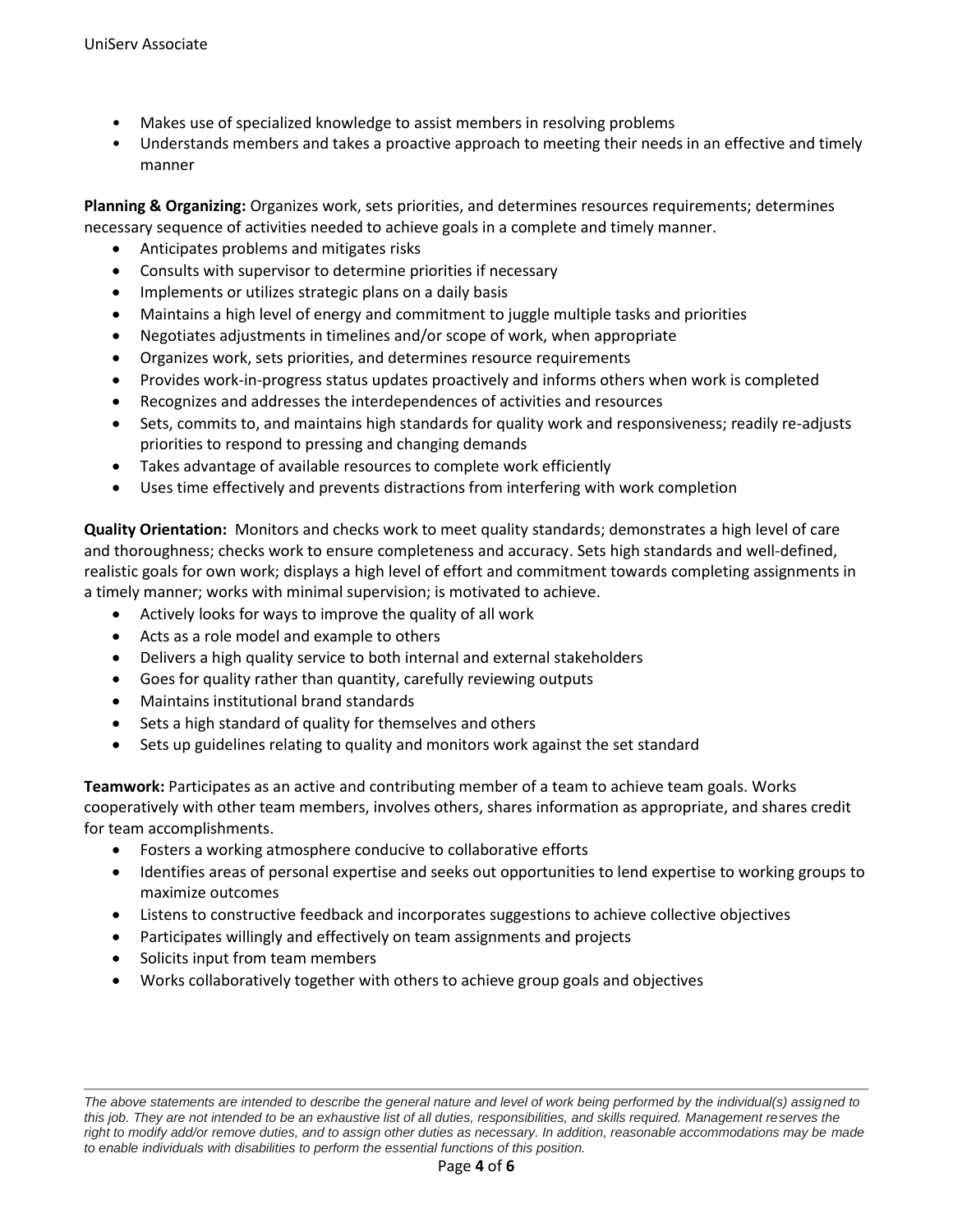- Makes use of specialized knowledge to assist members in resolving problems
- Understands members and takes a proactive approach to meeting their needs in an effective and timely manner

**Planning & Organizing:** Organizes work, sets priorities, and determines resources requirements; determines necessary sequence of activities needed to achieve goals in a complete and timely manner.

- Anticipates problems and mitigates risks
- Consults with supervisor to determine priorities if necessary
- Implements or utilizes strategic plans on a daily basis
- Maintains a high level of energy and commitment to juggle multiple tasks and priorities
- Negotiates adjustments in timelines and/or scope of work, when appropriate
- Organizes work, sets priorities, and determines resource requirements
- Provides work-in-progress status updates proactively and informs others when work is completed
- Recognizes and addresses the interdependences of activities and resources
- Sets, commits to, and maintains high standards for quality work and responsiveness; readily re-adjusts priorities to respond to pressing and changing demands
- Takes advantage of available resources to complete work efficiently
- Uses time effectively and prevents distractions from interfering with work completion

**Quality Orientation:** Monitors and checks work to meet quality standards; demonstrates a high level of care and thoroughness; checks work to ensure completeness and accuracy. Sets high standards and well-defined, realistic goals for own work; displays a high level of effort and commitment towards completing assignments in a timely manner; works with minimal supervision; is motivated to achieve.

- Actively looks for ways to improve the quality of all work
- Acts as a role model and example to others
- Delivers a high quality service to both internal and external stakeholders
- Goes for quality rather than quantity, carefully reviewing outputs
- Maintains institutional brand standards
- Sets a high standard of quality for themselves and others
- Sets up guidelines relating to quality and monitors work against the set standard

**Teamwork:** Participates as an active and contributing member of a team to achieve team goals. Works cooperatively with other team members, involves others, shares information as appropriate, and shares credit for team accomplishments.

- Fosters a working atmosphere conducive to collaborative efforts
- Identifies areas of personal expertise and seeks out opportunities to lend expertise to working groups to maximize outcomes
- Listens to constructive feedback and incorporates suggestions to achieve collective objectives
- Participates willingly and effectively on team assignments and projects
- Solicits input from team members
- Works collaboratively together with others to achieve group goals and objectives

*The above statements are intended to describe the general nature and level of work being performed by the individual(s) assigned to this job. They are not intended to be an exhaustive list of all duties, responsibilities, and skills required. Management reserves the right to modify add/or remove duties, and to assign other duties as necessary. In addition, reasonable accommodations may be made to enable individuals with disabilities to perform the essential functions of this position.*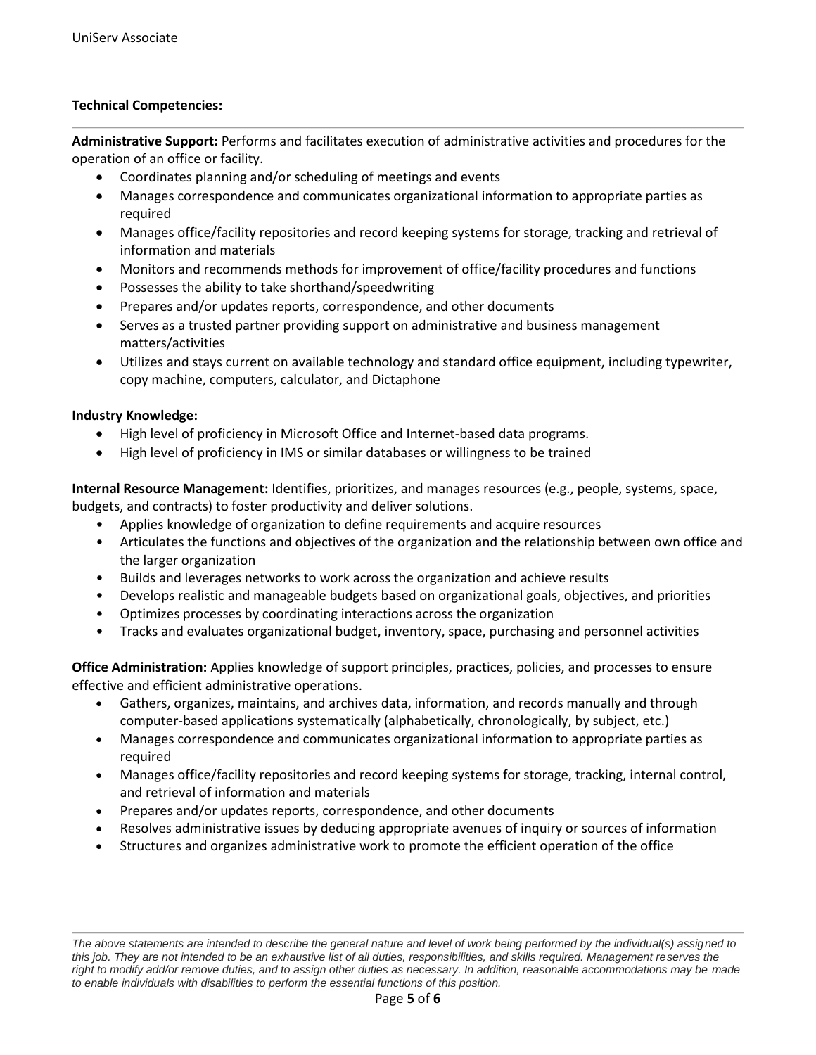**Technical Competencies:**

**Administrative Support:** Performs and facilitates execution of administrative activities and procedures for the operation of an office or facility.

- Coordinates planning and/or scheduling of meetings and events
- Manages correspondence and communicates organizational information to appropriate parties as required
- Manages office/facility repositories and record keeping systems for storage, tracking and retrieval of information and materials
- Monitors and recommends methods for improvement of office/facility procedures and functions
- Possesses the ability to take shorthand/speedwriting
- Prepares and/or updates reports, correspondence, and other documents
- Serves as a trusted partner providing support on administrative and business management matters/activities
- Utilizes and stays current on available technology and standard office equipment, including typewriter, copy machine, computers, calculator, and Dictaphone

**Industry Knowledge:**

- High level of proficiency in Microsoft Office and Internet-based data programs.
- High level of proficiency in IMS or similar databases or willingness to be trained

**Internal Resource Management:** Identifies, prioritizes, and manages resources (e.g., people, systems, space, budgets, and contracts) to foster productivity and deliver solutions.

- Applies knowledge of organization to define requirements and acquire resources
- Articulates the functions and objectives of the organization and the relationship between own office and the larger organization
- Builds and leverages networks to work across the organization and achieve results
- Develops realistic and manageable budgets based on organizational goals, objectives, and priorities
- Optimizes processes by coordinating interactions across the organization
- Tracks and evaluates organizational budget, inventory, space, purchasing and personnel activities

**Office Administration:** Applies knowledge of support principles, practices, policies, and processes to ensure effective and efficient administrative operations.

- Gathers, organizes, maintains, and archives data, information, and records manually and through computer-based applications systematically (alphabetically, chronologically, by subject, etc.)
- Manages correspondence and communicates organizational information to appropriate parties as required
- Manages office/facility repositories and record keeping systems for storage, tracking, internal control, and retrieval of information and materials
- Prepares and/or updates reports, correspondence, and other documents
- Resolves administrative issues by deducing appropriate avenues of inquiry or sources of information
- Structures and organizes administrative work to promote the efficient operation of the office

*The above statements are intended to describe the general nature and level of work being performed by the individual(s) assigned to this job. They are not intended to be an exhaustive list of all duties, responsibilities, and skills required. Management reserves the right to modify add/or remove duties, and to assign other duties as necessary. In addition, reasonable accommodations may be made to enable individuals with disabilities to perform the essential functions of this position.*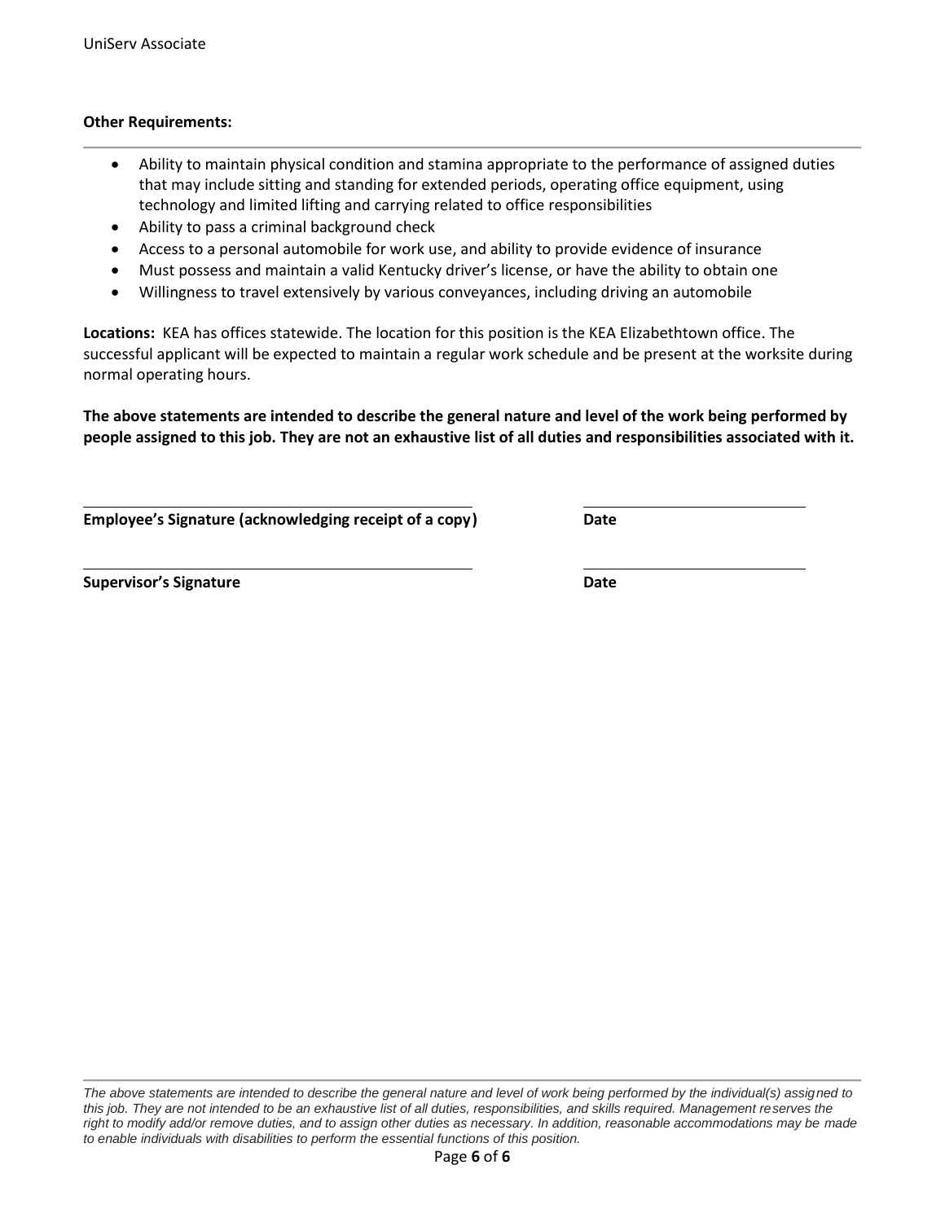**Other Requirements:**

- Ability to maintain physical condition and stamina appropriate to the performance of assigned duties that may include sitting and standing for extended periods, operating office equipment, using technology and limited lifting and carrying related to office responsibilities
- Ability to pass a criminal background check
- Access to a personal automobile for work use, and ability to provide evidence of insurance
- Must possess and maintain a valid Kentucky driver's license, or have the ability to obtain one
- Willingness to travel extensively by various conveyances, including driving an automobile

**Locations:** KEA has offices statewide. The location for this position is the KEA Elizabethtown office. The successful applicant will be expected to maintain a regular work schedule and be present at the worksite during normal operating hours.

**The above statements are intended to describe the general nature and level of the work being performed by people assigned to this job. They are not an exhaustive list of all duties and responsibilities associated with it.**

\_\_\_\_\_\_\_\_\_\_\_\_\_\_\_\_\_\_\_\_\_\_\_\_\_\_\_\_\_\_\_\_\_\_\_\_\_\_\_\_ \_\_\_\_\_\_\_\_\_\_\_\_\_\_\_\_\_\_\_\_\_\_

**Employee's Signature (acknowledging receipt of a copy)** **Date**

\_\_\_\_\_\_\_\_\_\_\_\_\_\_\_\_\_\_\_\_\_\_\_\_\_\_\_\_\_\_\_\_\_\_\_\_\_\_\_\_ \_\_\_\_\_\_\_\_\_\_\_\_\_\_\_\_\_\_\_\_\_\_

**Supervisor's Signature** **Date**

*The above statements are intended to describe the general nature and level of work being performed by the individual(s) assigned to this job. They are not intended to be an exhaustive list of all duties, responsibilities, and skills required. Management reserves the right to modify add/or remove duties, and to assign other duties as necessary. In addition, reasonable accommodations may be made to enable individuals with disabilities to perform the essential functions of this position.*